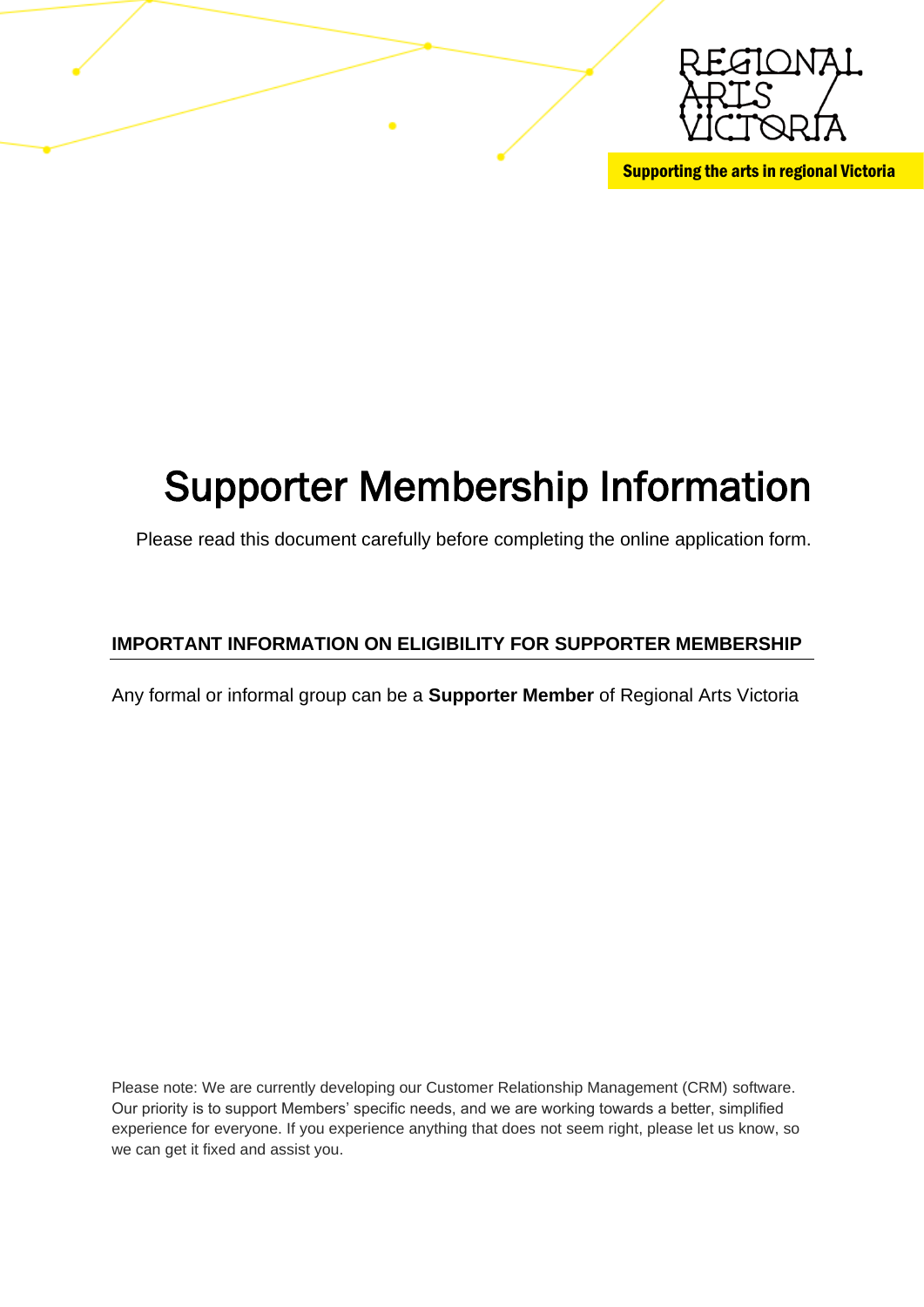REGIONAL ARTS VICTORIA

Supporting the arts in regional Victoria

# Supporter Membership Information

Please read this document carefully before completing the online application form.

## IMPORTANT INFORMATION ON ELIGIBILITY FOR SUPPORTER MEMBERSHIP

Any formal or informal group can be a **Supporter Member** of Regional Arts Victoria

Please note: We are currently developing our Customer Relationship Management (CRM) software. Our priority is to support Members' specific needs, and we are working towards a better, simplified experience for everyone. If you experience anything that does not seem right, please let us know, so we can get it fixed and assist you.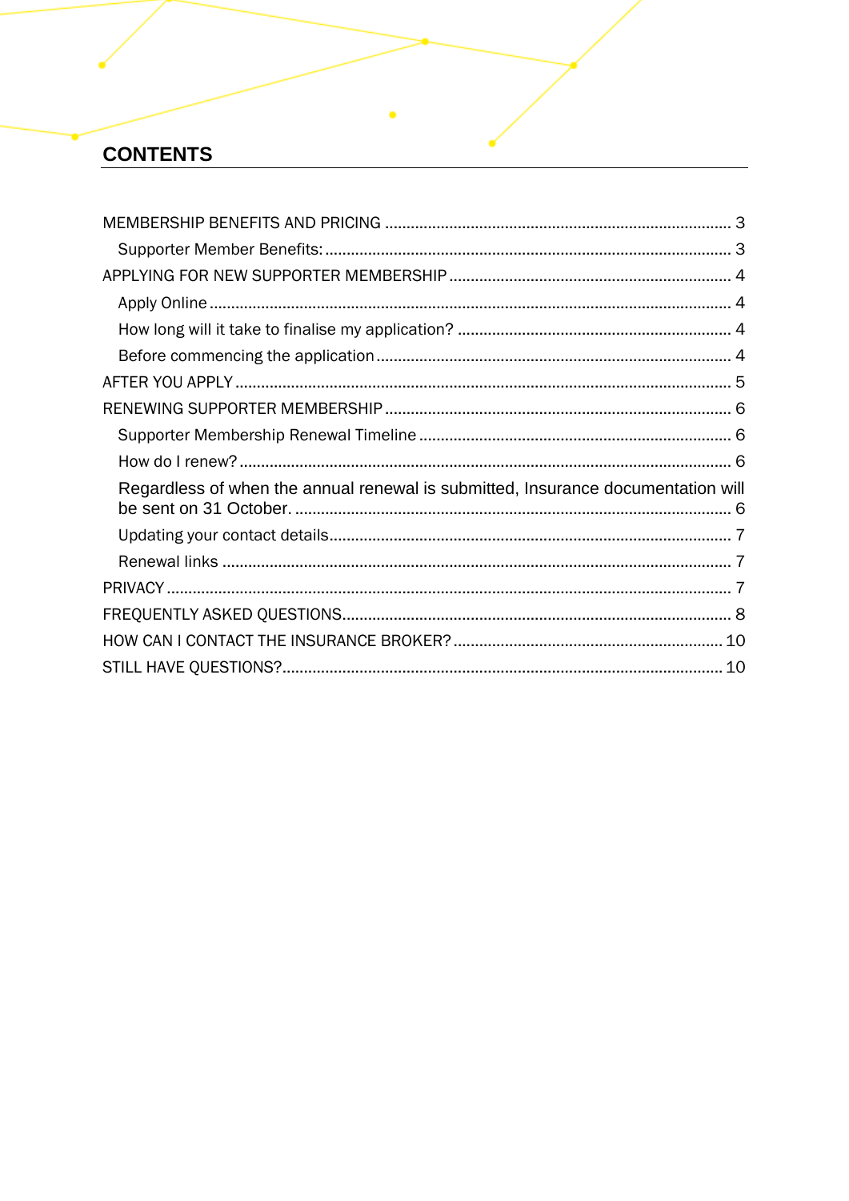## CONTENTS

MEMBERSHIP BENEFITS AND PRICING ........................................................................ 3

- Supporter Member Benefits: ........................................................................ 3

APPLYING FOR NEW SUPPORTER MEMBERSHIP ........................................................................ 4

- Apply Online ........................................................................ 4
- How long will it take to finalise my application? ........................................................................ 4
- Before commencing the application ........................................................................ 4

AFTER YOU APPLY ........................................................................ 5

RENEWING SUPPORTER MEMBERSHIP ........................................................................ 6

- Supporter Membership Renewal Timeline ........................................................................ 6
- How do I renew? ........................................................................ 6
- Regardless of when the annual renewal is submitted, Insurance documentation will be sent on 31 October. ........................................................................ 6
- Updating your contact details ........................................................................ 7
- Renewal links ........................................................................ 7

PRIVACY ........................................................................ 7

FREQUENTLY ASKED QUESTIONS ........................................................................ 8

HOW CAN I CONTACT THE INSURANCE BROKER? ........................................................................ 10

STILL HAVE QUESTIONS? ........................................................................ 10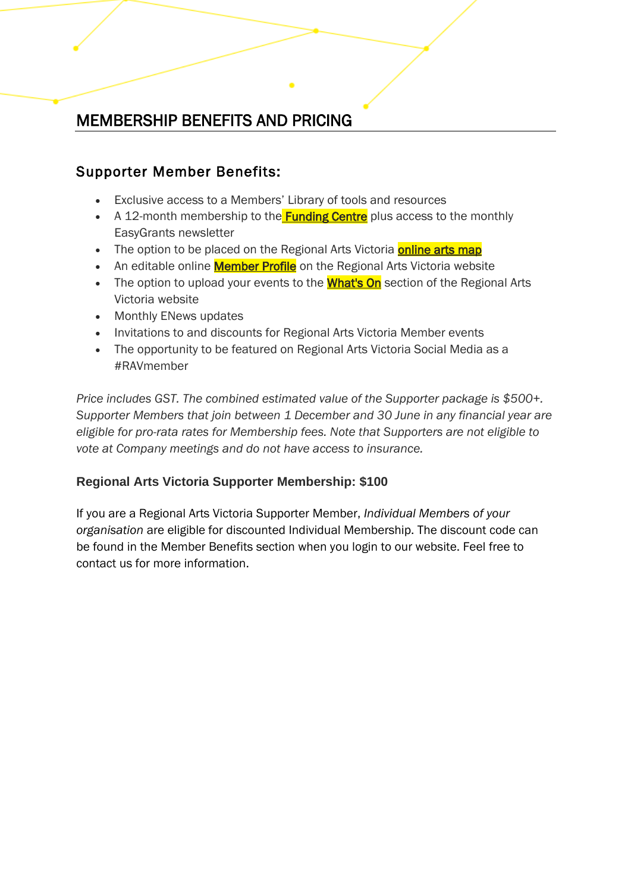# MEMBERSHIP BENEFITS AND PRICING

## Supporter Member Benefits:

- Exclusive access to a Members' Library of tools and resources
- A 12-month membership to the **Funding Centre** plus access to the monthly EasyGrants newsletter
- The option to be placed on the Regional Arts Victoria **online arts map**
- An editable online **Member Profile** on the Regional Arts Victoria website
- The option to upload your events to the **What's On** section of the Regional Arts Victoria website
- Monthly ENews updates
- Invitations to and discounts for Regional Arts Victoria Member events
- The opportunity to be featured on Regional Arts Victoria Social Media as a #RAVmember

*Price includes GST. The combined estimated value of the Supporter package is $500+. Supporter Members that join between 1 December and 30 June in any financial year are eligible for pro-rata rates for Membership fees. Note that Supporters are not eligible to vote at Company meetings and do not have access to insurance.*

**Regional Arts Victoria Supporter Membership: $100**

If you are a Regional Arts Victoria Supporter Member, *Individual Members of your organisation* are eligible for discounted Individual Membership. The discount code can be found in the Member Benefits section when you login to our website. Feel free to contact us for more information.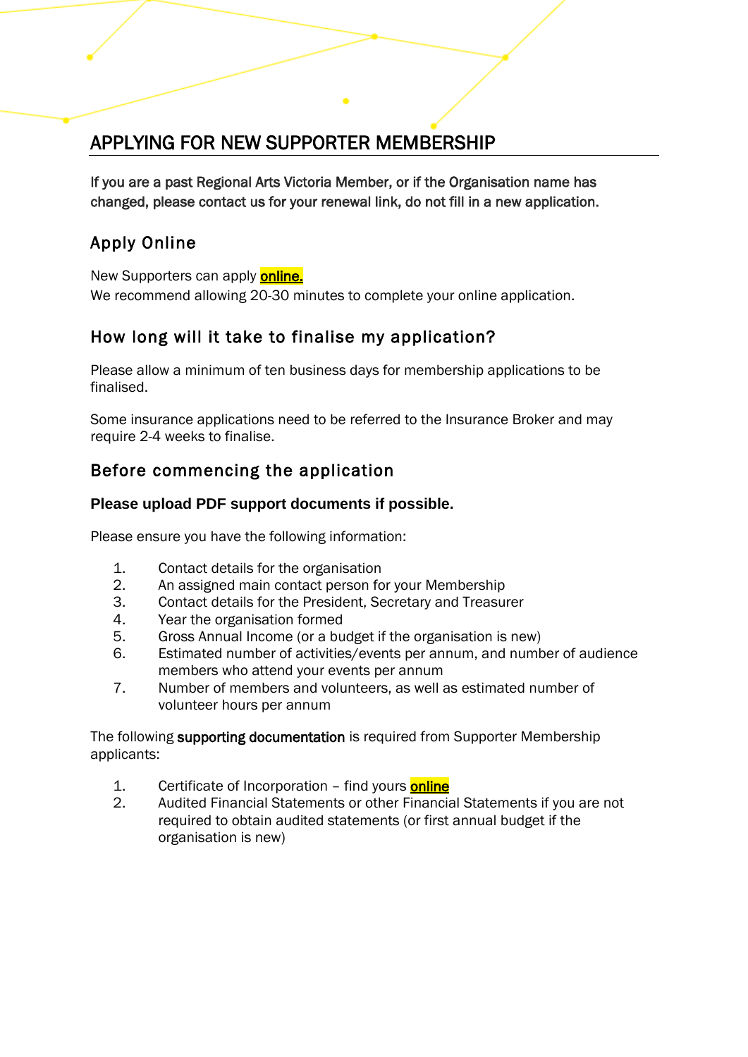# APPLYING FOR NEW SUPPORTER MEMBERSHIP

**If you are a past Regional Arts Victoria Member, or if the Organisation name has changed, please contact us for your renewal link, do not fill in a new application.**

## Apply Online

New Supporters can apply **online.**
We recommend allowing 20-30 minutes to complete your online application.

## How long will it take to finalise my application?

Please allow a minimum of ten business days for membership applications to be finalised.

Some insurance applications need to be referred to the Insurance Broker and may require 2-4 weeks to finalise.

## Before commencing the application

**Please upload PDF support documents if possible.**

Please ensure you have the following information:

1. Contact details for the organisation
2. An assigned main contact person for your Membership
3. Contact details for the President, Secretary and Treasurer
4. Year the organisation formed
5. Gross Annual Income (or a budget if the organisation is new)
6. Estimated number of activities/events per annum, and number of audience members who attend your events per annum
7. Number of members and volunteers, as well as estimated number of volunteer hours per annum

The following **supporting documentation** is required from Supporter Membership applicants:

1. Certificate of Incorporation – find yours **online**
2. Audited Financial Statements or other Financial Statements if you are not required to obtain audited statements (or first annual budget if the organisation is new)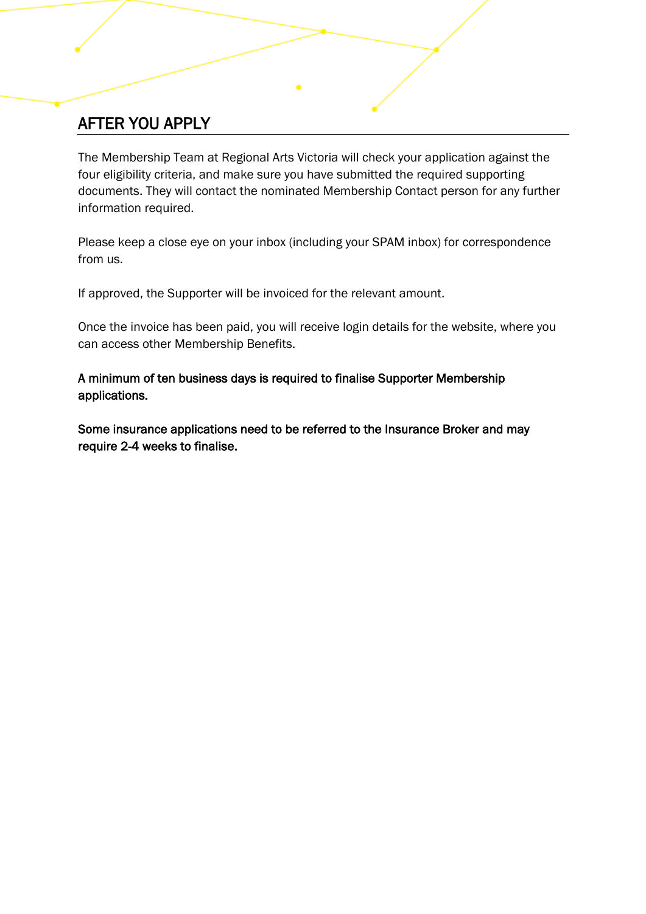## AFTER YOU APPLY

The Membership Team at Regional Arts Victoria will check your application against the four eligibility criteria, and make sure you have submitted the required supporting documents. They will contact the nominated Membership Contact person for any further information required.

Please keep a close eye on your inbox (including your SPAM inbox) for correspondence from us.

If approved, the Supporter will be invoiced for the relevant amount.

Once the invoice has been paid, you will receive login details for the website, where you can access other Membership Benefits.

**A minimum of ten business days is required to finalise Supporter Membership applications.**

**Some insurance applications need to be referred to the Insurance Broker and may require 2-4 weeks to finalise.**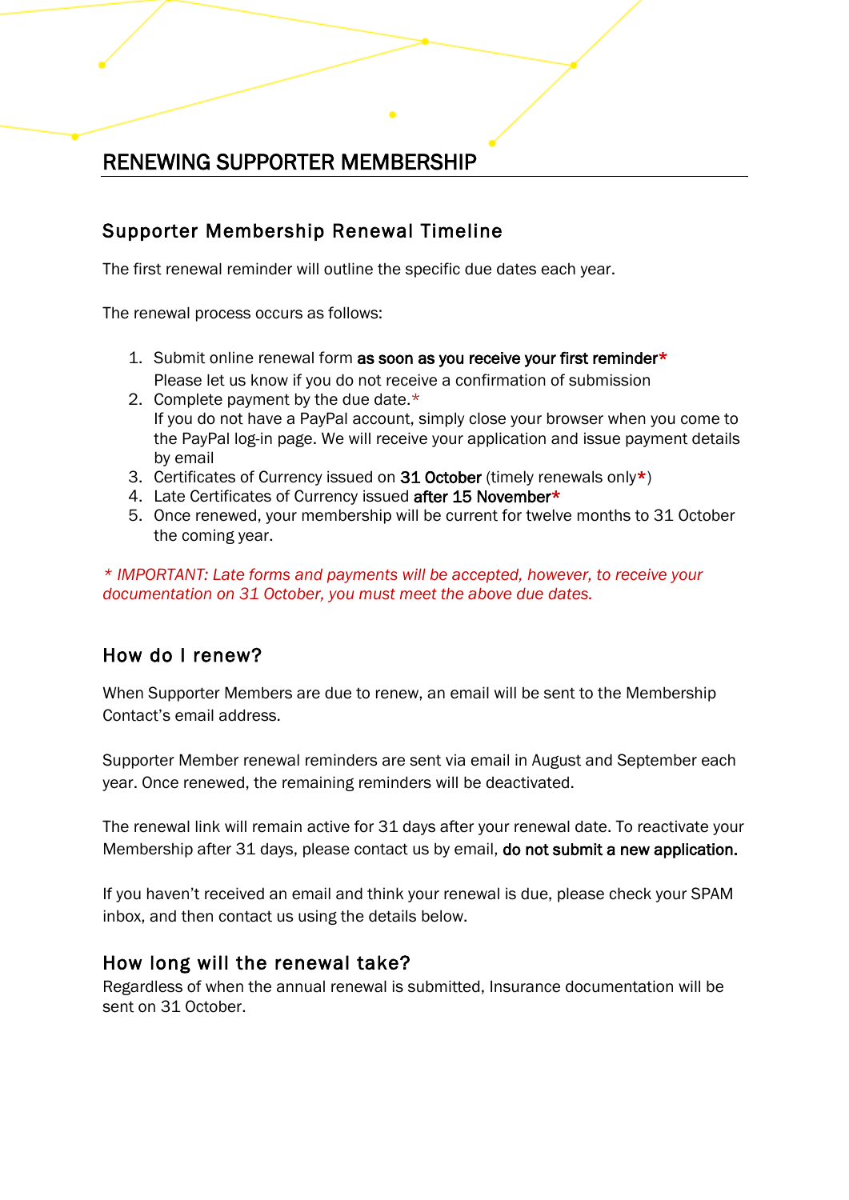# RENEWING SUPPORTER MEMBERSHIP

## Supporter Membership Renewal Timeline

The first renewal reminder will outline the specific due dates each year.

The renewal process occurs as follows:

1. Submit online renewal form **as soon as you receive your first reminder***
   Please let us know if you do not receive a confirmation of submission
2. Complete payment by the due date.*
   If you do not have a PayPal account, simply close your browser when you come to the PayPal log-in page. We will receive your application and issue payment details by email
3. Certificates of Currency issued on **31 October** (timely renewals only*)
4. Late Certificates of Currency issued **after 15 November***
5. Once renewed, your membership will be current for twelve months to 31 October the coming year.

*\* IMPORTANT: Late forms and payments will be accepted, however, to receive your documentation on 31 October, you must meet the above due dates.*

## How do I renew?

When Supporter Members are due to renew, an email will be sent to the Membership Contact's email address.

Supporter Member renewal reminders are sent via email in August and September each year. Once renewed, the remaining reminders will be deactivated.

The renewal link will remain active for 31 days after your renewal date. To reactivate your Membership after 31 days, please contact us by email, **do not submit a new application.**

If you haven't received an email and think your renewal is due, please check your SPAM inbox, and then contact us using the details below.

## How long will the renewal take?

Regardless of when the annual renewal is submitted, Insurance documentation will be sent on 31 October.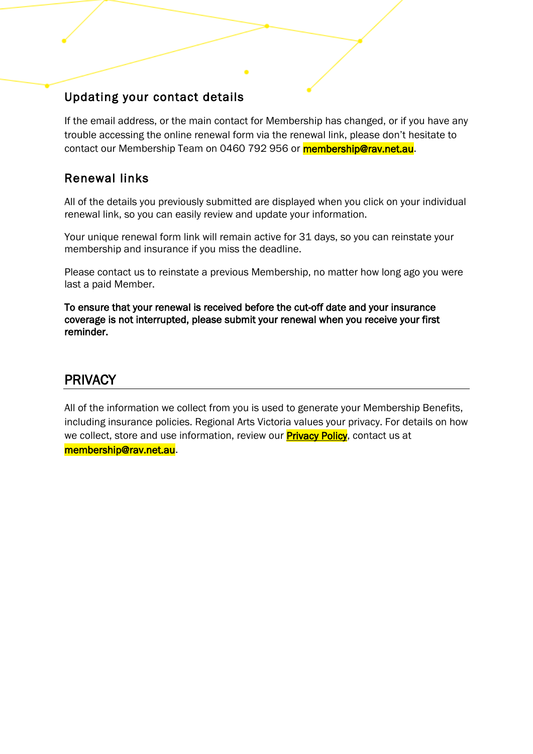## Updating your contact details

If the email address, or the main contact for Membership has changed, or if you have any trouble accessing the online renewal form via the renewal link, please don't hesitate to contact our Membership Team on 0460 792 956 or membership@rav.net.au.

## Renewal links

All of the details you previously submitted are displayed when you click on your individual renewal link, so you can easily review and update your information.

Your unique renewal form link will remain active for 31 days, so you can reinstate your membership and insurance if you miss the deadline.

Please contact us to reinstate a previous Membership, no matter how long ago you were last a paid Member.

**To ensure that your renewal is received before the cut-off date and your insurance coverage is not interrupted, please submit your renewal when you receive your first reminder.**

# PRIVACY

All of the information we collect from you is used to generate your Membership Benefits, including insurance policies. Regional Arts Victoria values your privacy. For details on how we collect, store and use information, review our Privacy Policy, contact us at membership@rav.net.au.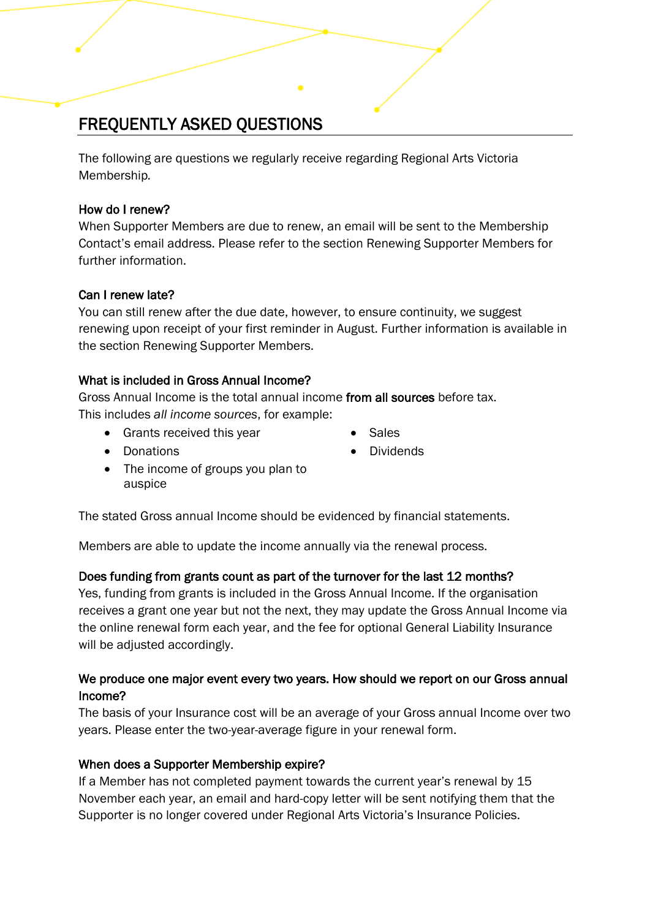# FREQUENTLY ASKED QUESTIONS

The following are questions we regularly receive regarding Regional Arts Victoria Membership.

### How do I renew?

When Supporter Members are due to renew, an email will be sent to the Membership Contact's email address. Please refer to the section Renewing Supporter Members for further information.

### Can I renew late?

You can still renew after the due date, however, to ensure continuity, we suggest renewing upon receipt of your first reminder in August. Further information is available in the section Renewing Supporter Members.

### What is included in Gross Annual Income?

Gross Annual Income is the total annual income **from all sources** before tax. This includes *all income sources*, for example:

- Grants received this year
- Donations
- The income of groups you plan to auspice
- Sales
- Dividends

The stated Gross annual Income should be evidenced by financial statements.

Members are able to update the income annually via the renewal process.

### Does funding from grants count as part of the turnover for the last 12 months?

Yes, funding from grants is included in the Gross Annual Income. If the organisation receives a grant one year but not the next, they may update the Gross Annual Income via the online renewal form each year, and the fee for optional General Liability Insurance will be adjusted accordingly.

### We produce one major event every two years. How should we report on our Gross annual Income?

The basis of your Insurance cost will be an average of your Gross annual Income over two years. Please enter the two-year-average figure in your renewal form.

### When does a Supporter Membership expire?

If a Member has not completed payment towards the current year's renewal by 15 November each year, an email and hard-copy letter will be sent notifying them that the Supporter is no longer covered under Regional Arts Victoria's Insurance Policies.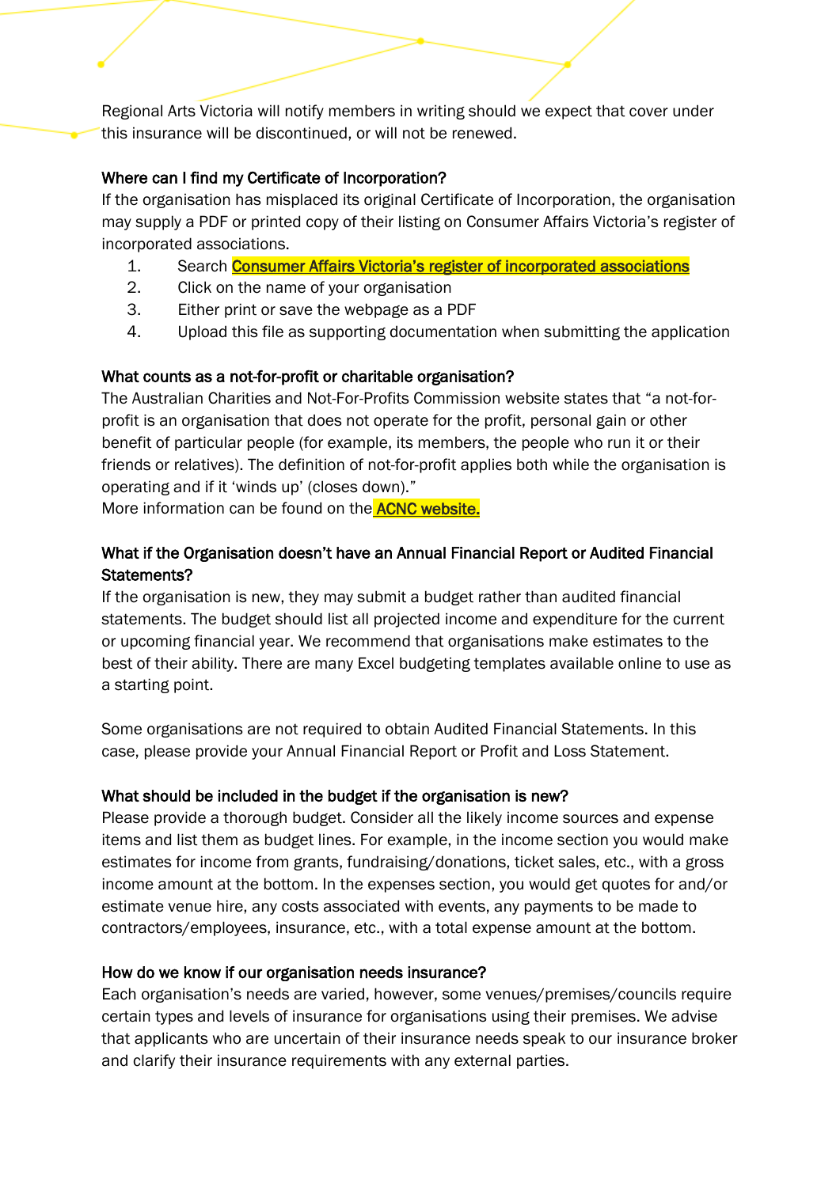Regional Arts Victoria will notify members in writing should we expect that cover under this insurance will be discontinued, or will not be renewed.

### Where can I find my Certificate of Incorporation?

If the organisation has misplaced its original Certificate of Incorporation, the organisation may supply a PDF or printed copy of their listing on Consumer Affairs Victoria's register of incorporated associations.

1. Search **Consumer Affairs Victoria's register of incorporated associations**
2. Click on the name of your organisation
3. Either print or save the webpage as a PDF
4. Upload this file as supporting documentation when submitting the application

### What counts as a not-for-profit or charitable organisation?

The Australian Charities and Not-For-Profits Commission website states that "a not-for-profit is an organisation that does not operate for the profit, personal gain or other benefit of particular people (for example, its members, the people who run it or their friends or relatives). The definition of not-for-profit applies both while the organisation is operating and if it 'winds up' (closes down)."
More information can be found on the **ACNC website.**

### What if the Organisation doesn't have an Annual Financial Report or Audited Financial Statements?

If the organisation is new, they may submit a budget rather than audited financial statements. The budget should list all projected income and expenditure for the current or upcoming financial year. We recommend that organisations make estimates to the best of their ability. There are many Excel budgeting templates available online to use as a starting point.

Some organisations are not required to obtain Audited Financial Statements. In this case, please provide your Annual Financial Report or Profit and Loss Statement.

### What should be included in the budget if the organisation is new?

Please provide a thorough budget. Consider all the likely income sources and expense items and list them as budget lines. For example, in the income section you would make estimates for income from grants, fundraising/donations, ticket sales, etc., with a gross income amount at the bottom. In the expenses section, you would get quotes for and/or estimate venue hire, any costs associated with events, any payments to be made to contractors/employees, insurance, etc., with a total expense amount at the bottom.

### How do we know if our organisation needs insurance?

Each organisation's needs are varied, however, some venues/premises/councils require certain types and levels of insurance for organisations using their premises. We advise that applicants who are uncertain of their insurance needs speak to our insurance broker and clarify their insurance requirements with any external parties.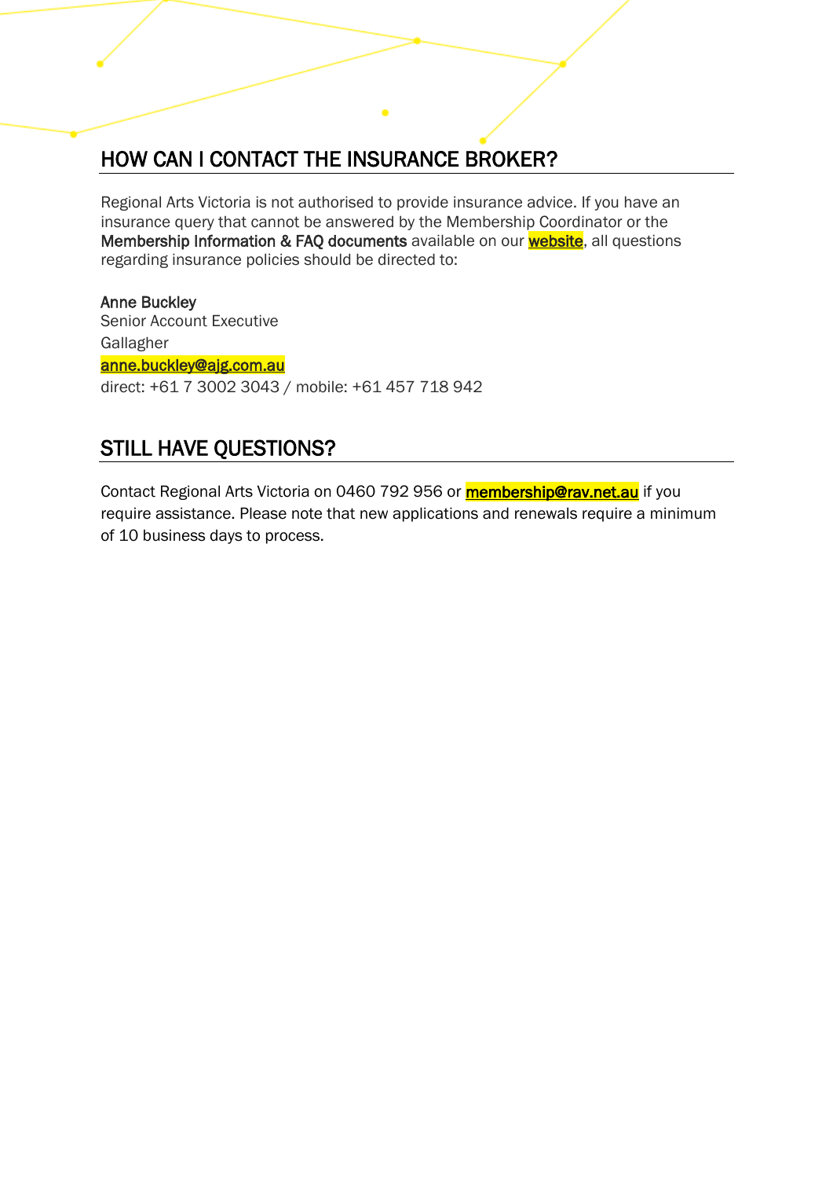## HOW CAN I CONTACT THE INSURANCE BROKER?

Regional Arts Victoria is not authorised to provide insurance advice. If you have an insurance query that cannot be answered by the Membership Coordinator or the **Membership Information & FAQ documents** available on our **website**, all questions regarding insurance policies should be directed to:

**Anne Buckley**
Senior Account Executive
Gallagher
anne.buckley@ajg.com.au
direct: +61 7 3002 3043 / mobile: +61 457 718 942

## STILL HAVE QUESTIONS?

Contact Regional Arts Victoria on 0460 792 956 or **membership@rav.net.au** if you require assistance. Please note that new applications and renewals require a minimum of 10 business days to process.